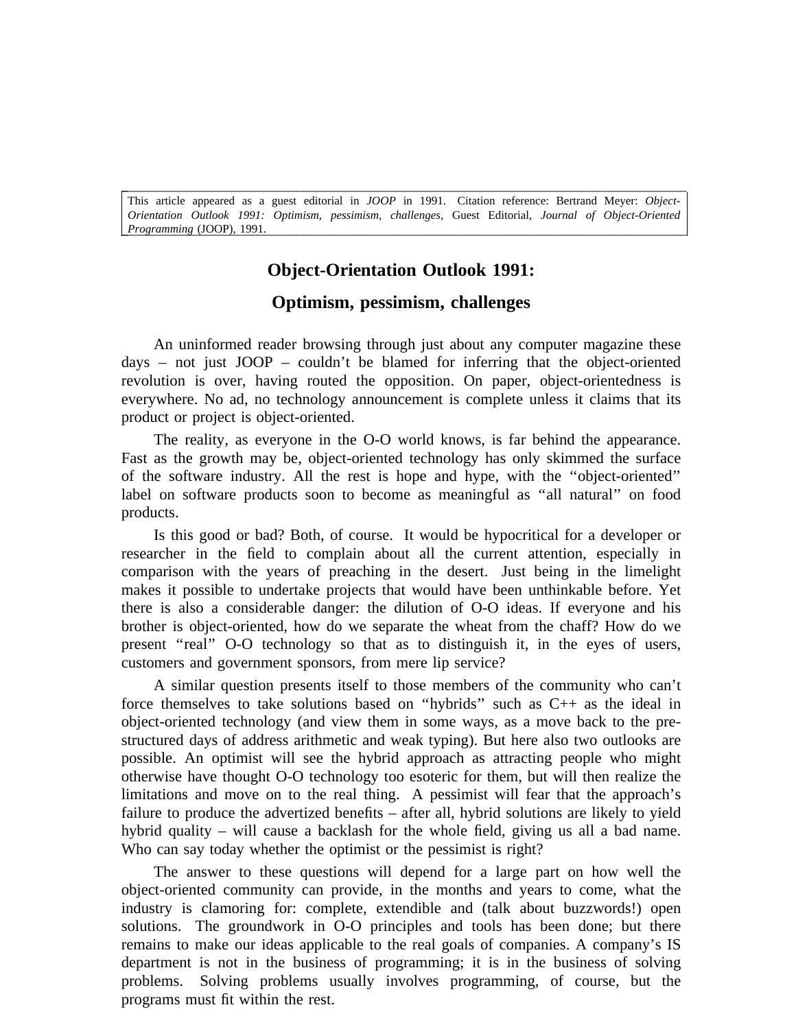This article appeared as a guest editorial in *JOOP* in 1991. Citation reference: Bertrand Meyer: *Object-Orientation Outlook 1991: Optimism, pessimism, challenges*, Guest Editorial, *Journal of Object-Oriented Programming* (JOOP), 1991.

# Object-Orientation Outlook 1991:

## Optimism, pessimism, challenges

An uninformed reader browsing through just about any computer magazine these days – not just JOOP – couldn't be blamed for inferring that the object-oriented revolution is over, having routed the opposition. On paper, object-orientedness is everywhere. No ad, no technology announcement is complete unless it claims that its product or project is object-oriented.

The reality, as everyone in the O-O world knows, is far behind the appearance. Fast as the growth may be, object-oriented technology has only skimmed the surface of the software industry. All the rest is hope and hype, with the "object-oriented" label on software products soon to become as meaningful as "all natural" on food products.

Is this good or bad? Both, of course. It would be hypocritical for a developer or researcher in the field to complain about all the current attention, especially in comparison with the years of preaching in the desert. Just being in the limelight makes it possible to undertake projects that would have been unthinkable before. Yet there is also a considerable danger: the dilution of O-O ideas. If everyone and his brother is object-oriented, how do we separate the wheat from the chaff? How do we present "real" O-O technology so that as to distinguish it, in the eyes of users, customers and government sponsors, from mere lip service?

A similar question presents itself to those members of the community who can't force themselves to take solutions based on "hybrids" such as C++ as the ideal in object-oriented technology (and view them in some ways, as a move back to the pre-structured days of address arithmetic and weak typing). But here also two outlooks are possible. An optimist will see the hybrid approach as attracting people who might otherwise have thought O-O technology too esoteric for them, but will then realize the limitations and move on to the real thing. A pessimist will fear that the approach's failure to produce the advertized benefits – after all, hybrid solutions are likely to yield hybrid quality – will cause a backlash for the whole field, giving us all a bad name. Who can say today whether the optimist or the pessimist is right?

The answer to these questions will depend for a large part on how well the object-oriented community can provide, in the months and years to come, what the industry is clamoring for: complete, extendible and (talk about buzzwords!) open solutions. The groundwork in O-O principles and tools has been done; but there remains to make our ideas applicable to the real goals of companies. A company's IS department is not in the business of programming; it is in the business of solving problems. Solving problems usually involves programming, of course, but the programs must fit within the rest.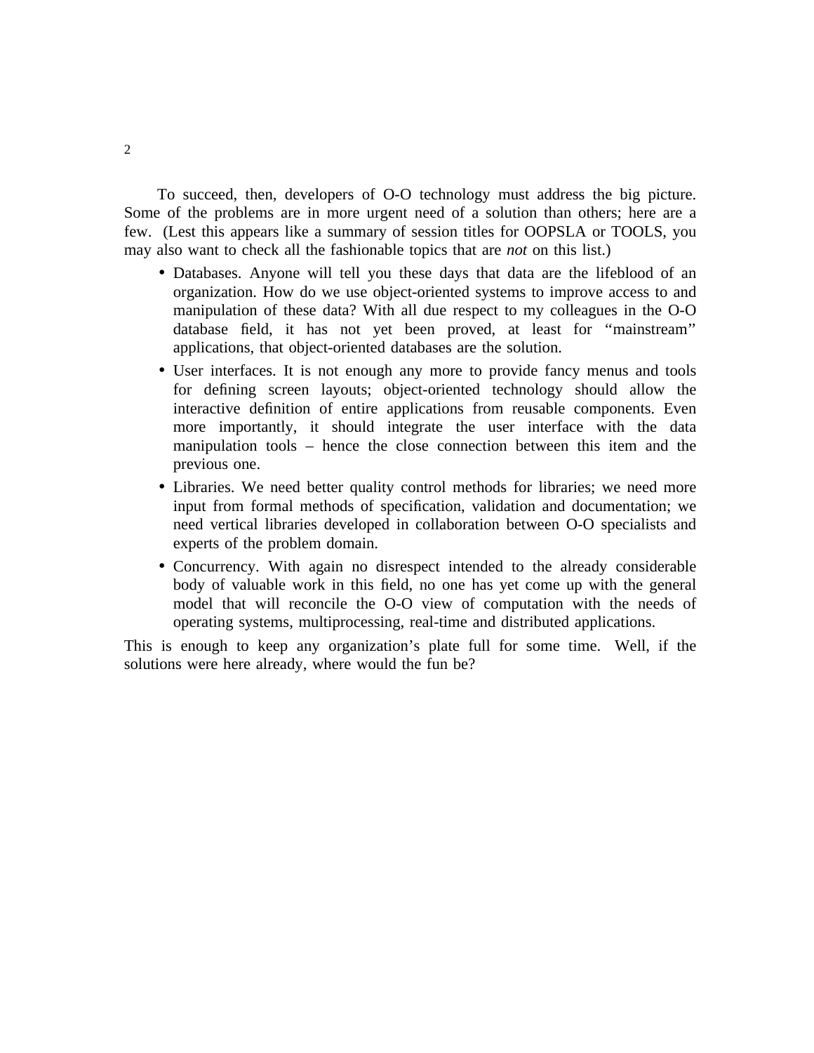To succeed, then, developers of O-O technology must address the big picture. Some of the problems are in more urgent need of a solution than others; here are a few. (Lest this appears like a summary of session titles for OOPSLA or TOOLS, you may also want to check all the fashionable topics that are *not* on this list.)

- Databases. Anyone will tell you these days that data are the lifeblood of an organization. How do we use object-oriented systems to improve access to and manipulation of these data? With all due respect to my colleagues in the O-O database field, it has not yet been proved, at least for “mainstream” applications, that object-oriented databases are the solution.
- User interfaces. It is not enough any more to provide fancy menus and tools for defining screen layouts; object-oriented technology should allow the interactive definition of entire applications from reusable components. Even more importantly, it should integrate the user interface with the data manipulation tools – hence the close connection between this item and the previous one.
- Libraries. We need better quality control methods for libraries; we need more input from formal methods of specification, validation and documentation; we need vertical libraries developed in collaboration between O-O specialists and experts of the problem domain.
- Concurrency. With again no disrespect intended to the already considerable body of valuable work in this field, no one has yet come up with the general model that will reconcile the O-O view of computation with the needs of operating systems, multiprocessing, real-time and distributed applications.

This is enough to keep any organization’s plate full for some time. Well, if the solutions were here already, where would the fun be?